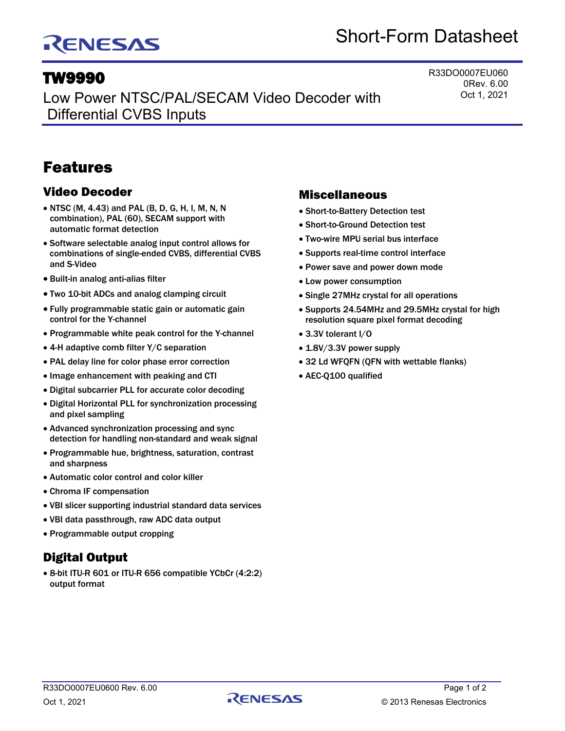Short-Form Datasheet

# TW9990

Low Power NTSC/PAL/SECAM Video Decoder with Differential CVBS Inputs

R33DO0007EU060
0Rev. 6.00
Oct 1, 2021

## Features

### Video Decoder

- NTSC (M, 4.43) and PAL (B, D, G, H, I, M, N, N combination), PAL (60), SECAM support with automatic format detection
- Software selectable analog input control allows for combinations of single-ended CVBS, differential CVBS and S-Video
- Built-in analog anti-alias filter
- Two 10-bit ADCs and analog clamping circuit
- Fully programmable static gain or automatic gain control for the Y-channel
- Programmable white peak control for the Y-channel
- 4-H adaptive comb filter Y/C separation
- PAL delay line for color phase error correction
- Image enhancement with peaking and CTI
- Digital subcarrier PLL for accurate color decoding
- Digital Horizontal PLL for synchronization processing and pixel sampling
- Advanced synchronization processing and sync detection for handling non-standard and weak signal
- Programmable hue, brightness, saturation, contrast and sharpness
- Automatic color control and color killer
- Chroma IF compensation
- VBI slicer supporting industrial standard data services
- VBI data passthrough, raw ADC data output
- Programmable output cropping

### Digital Output

- 8-bit ITU-R 601 or ITU-R 656 compatible YCbCr (4:2:2) output format

### Miscellaneous

- Short-to-Battery Detection test
- Short-to-Ground Detection test
- Two-wire MPU serial bus interface
- Supports real-time control interface
- Power save and power down mode
- Low power consumption
- Single 27MHz crystal for all operations
- Supports 24.54MHz and 29.5MHz crystal for high resolution square pixel format decoding
- 3.3V tolerant I/O
- 1.8V/3.3V power supply
- 32 Ld WFQFN (QFN with wettable flanks)
- AEC-Q100 qualified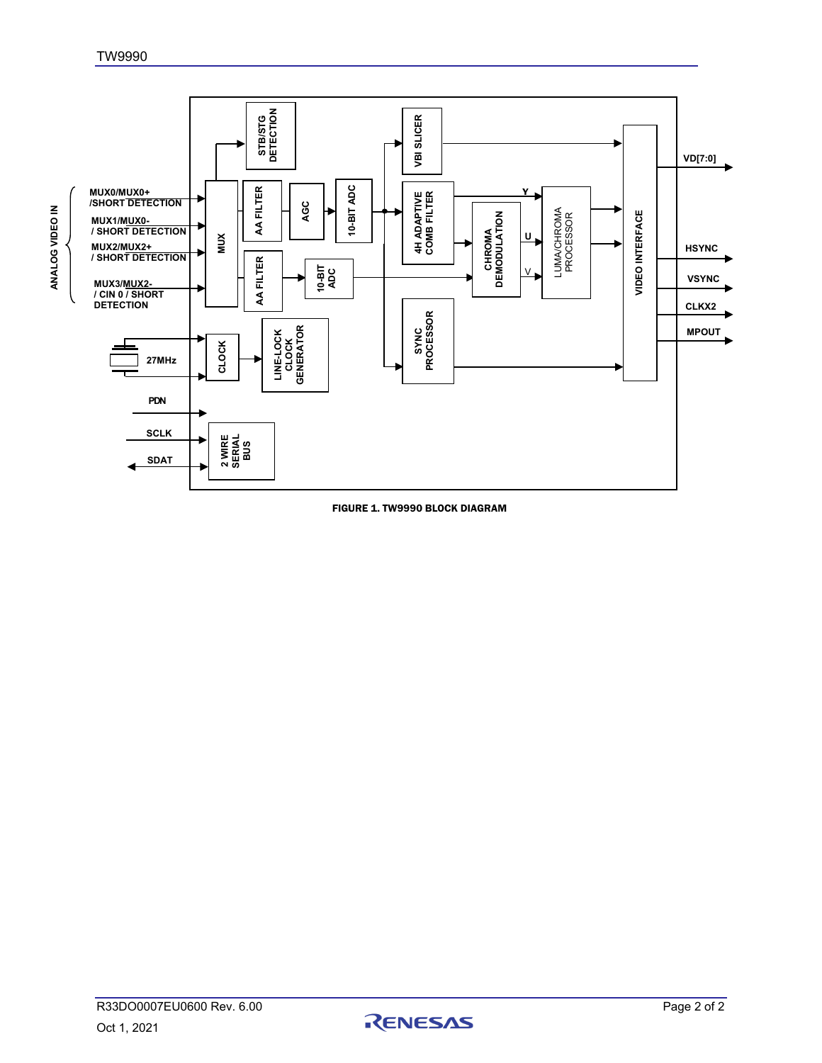FIGURE 1. TW9990 BLOCK DIAGRAM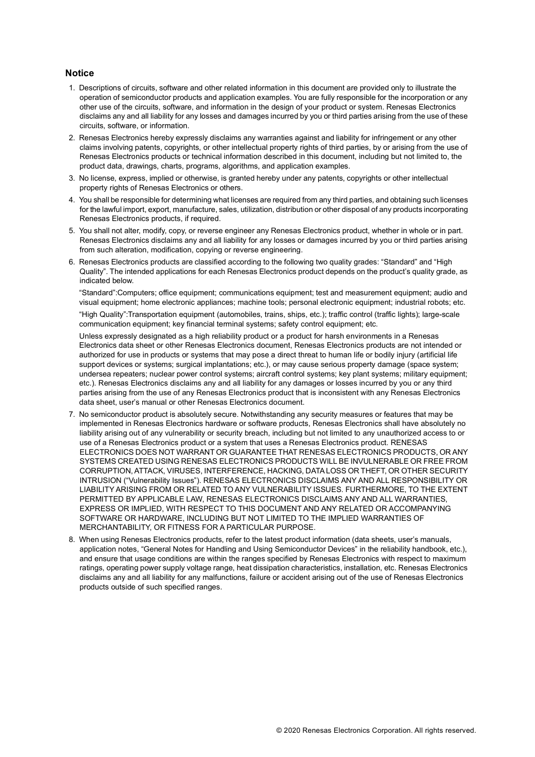## Notice

1. Descriptions of circuits, software and other related information in this document are provided only to illustrate the operation of semiconductor products and application examples. You are fully responsible for the incorporation or any other use of the circuits, software, and information in the design of your product or system. Renesas Electronics disclaims any and all liability for any losses and damages incurred by you or third parties arising from the use of these circuits, software, or information.
2. Renesas Electronics hereby expressly disclaims any warranties against and liability for infringement or any other claims involving patents, copyrights, or other intellectual property rights of third parties, by or arising from the use of Renesas Electronics products or technical information described in this document, including but not limited to, the product data, drawings, charts, programs, algorithms, and application examples.
3. No license, express, implied or otherwise, is granted hereby under any patents, copyrights or other intellectual property rights of Renesas Electronics or others.
4. You shall be responsible for determining what licenses are required from any third parties, and obtaining such licenses for the lawful import, export, manufacture, sales, utilization, distribution or other disposal of any products incorporating Renesas Electronics products, if required.
5. You shall not alter, modify, copy, or reverse engineer any Renesas Electronics product, whether in whole or in part. Renesas Electronics disclaims any and all liability for any losses or damages incurred by you or third parties arising from such alteration, modification, copying or reverse engineering.
6. Renesas Electronics products are classified according to the following two quality grades: "Standard" and "High Quality". The intended applications for each Renesas Electronics product depends on the product's quality grade, as indicated below.

   "Standard":Computers; office equipment; communications equipment; test and measurement equipment; audio and visual equipment; home electronic appliances; machine tools; personal electronic equipment; industrial robots; etc.

   "High Quality":Transportation equipment (automobiles, trains, ships, etc.); traffic control (traffic lights); large-scale communication equipment; key financial terminal systems; safety control equipment; etc.

   Unless expressly designated as a high reliability product or a product for harsh environments in a Renesas Electronics data sheet or other Renesas Electronics document, Renesas Electronics products are not intended or authorized for use in products or systems that may pose a direct threat to human life or bodily injury (artificial life support devices or systems; surgical implantations; etc.), or may cause serious property damage (space system; undersea repeaters; nuclear power control systems; aircraft control systems; key plant systems; military equipment; etc.). Renesas Electronics disclaims any and all liability for any damages or losses incurred by you or any third parties arising from the use of any Renesas Electronics product that is inconsistent with any Renesas Electronics data sheet, user's manual or other Renesas Electronics document.
7. No semiconductor product is absolutely secure. Notwithstanding any security measures or features that may be implemented in Renesas Electronics hardware or software products, Renesas Electronics shall have absolutely no liability arising out of any vulnerability or security breach, including but not limited to any unauthorized access to or use of a Renesas Electronics product or a system that uses a Renesas Electronics product. RENESAS ELECTRONICS DOES NOT WARRANT OR GUARANTEE THAT RENESAS ELECTRONICS PRODUCTS, OR ANY SYSTEMS CREATED USING RENESAS ELECTRONICS PRODUCTS WILL BE INVULNERABLE OR FREE FROM CORRUPTION, ATTACK, VIRUSES, INTERFERENCE, HACKING, DATA LOSS OR THEFT, OR OTHER SECURITY INTRUSION ("Vulnerability Issues"). RENESAS ELECTRONICS DISCLAIMS ANY AND ALL RESPONSIBILITY OR LIABILITY ARISING FROM OR RELATED TO ANY VULNERABILITY ISSUES. FURTHERMORE, TO THE EXTENT PERMITTED BY APPLICABLE LAW, RENESAS ELECTRONICS DISCLAIMS ANY AND ALL WARRANTIES, EXPRESS OR IMPLIED, WITH RESPECT TO THIS DOCUMENT AND ANY RELATED OR ACCOMPANYING SOFTWARE OR HARDWARE, INCLUDING BUT NOT LIMITED TO THE IMPLIED WARRANTIES OF MERCHANTABILITY, OR FITNESS FOR A PARTICULAR PURPOSE.
8. When using Renesas Electronics products, refer to the latest product information (data sheets, user's manuals, application notes, "General Notes for Handling and Using Semiconductor Devices" in the reliability handbook, etc.), and ensure that usage conditions are within the ranges specified by Renesas Electronics with respect to maximum ratings, operating power supply voltage range, heat dissipation characteristics, installation, etc. Renesas Electronics disclaims any and all liability for any malfunctions, failure or accident arising out of the use of Renesas Electronics products outside of such specified ranges.

© 2020 Renesas Electronics Corporation. All rights reserved.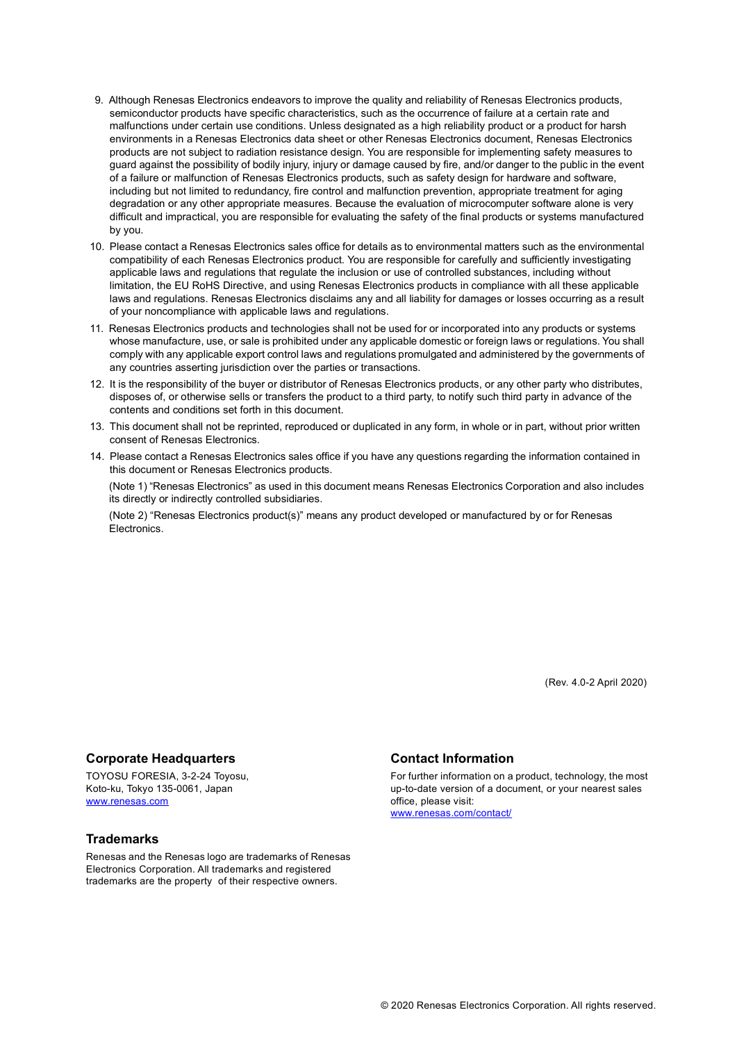9. Although Renesas Electronics endeavors to improve the quality and reliability of Renesas Electronics products, semiconductor products have specific characteristics, such as the occurrence of failure at a certain rate and malfunctions under certain use conditions. Unless designated as a high reliability product or a product for harsh environments in a Renesas Electronics data sheet or other Renesas Electronics document, Renesas Electronics products are not subject to radiation resistance design. You are responsible for implementing safety measures to guard against the possibility of bodily injury, injury or damage caused by fire, and/or danger to the public in the event of a failure or malfunction of Renesas Electronics products, such as safety design for hardware and software, including but not limited to redundancy, fire control and malfunction prevention, appropriate treatment for aging degradation or any other appropriate measures. Because the evaluation of microcomputer software alone is very difficult and impractical, you are responsible for evaluating the safety of the final products or systems manufactured by you.
10. Please contact a Renesas Electronics sales office for details as to environmental matters such as the environmental compatibility of each Renesas Electronics product. You are responsible for carefully and sufficiently investigating applicable laws and regulations that regulate the inclusion or use of controlled substances, including without limitation, the EU RoHS Directive, and using Renesas Electronics products in compliance with all these applicable laws and regulations. Renesas Electronics disclaims any and all liability for damages or losses occurring as a result of your noncompliance with applicable laws and regulations.
11. Renesas Electronics products and technologies shall not be used for or incorporated into any products or systems whose manufacture, use, or sale is prohibited under any applicable domestic or foreign laws or regulations. You shall comply with any applicable export control laws and regulations promulgated and administered by the governments of any countries asserting jurisdiction over the parties or transactions.
12. It is the responsibility of the buyer or distributor of Renesas Electronics products, or any other party who distributes, disposes of, or otherwise sells or transfers the product to a third party, to notify such third party in advance of the contents and conditions set forth in this document.
13. This document shall not be reprinted, reproduced or duplicated in any form, in whole or in part, without prior written consent of Renesas Electronics.
14. Please contact a Renesas Electronics sales office if you have any questions regarding the information contained in this document or Renesas Electronics products.

(Note 1) "Renesas Electronics" as used in this document means Renesas Electronics Corporation and also includes its directly or indirectly controlled subsidiaries.

(Note 2) "Renesas Electronics product(s)" means any product developed or manufactured by or for Renesas Electronics.

(Rev. 4.0-2 April 2020)

## Corporate Headquarters

TOYOSU FORESIA, 3-2-24 Toyosu,
Koto-ku, Tokyo 135-0061, Japan
www.renesas.com

## Contact Information

For further information on a product, technology, the most up-to-date version of a document, or your nearest sales office, please visit:
www.renesas.com/contact/

## Trademarks

Renesas and the Renesas logo are trademarks of Renesas Electronics Corporation. All trademarks and registered trademarks are the property of their respective owners.

© 2020 Renesas Electronics Corporation. All rights reserved.